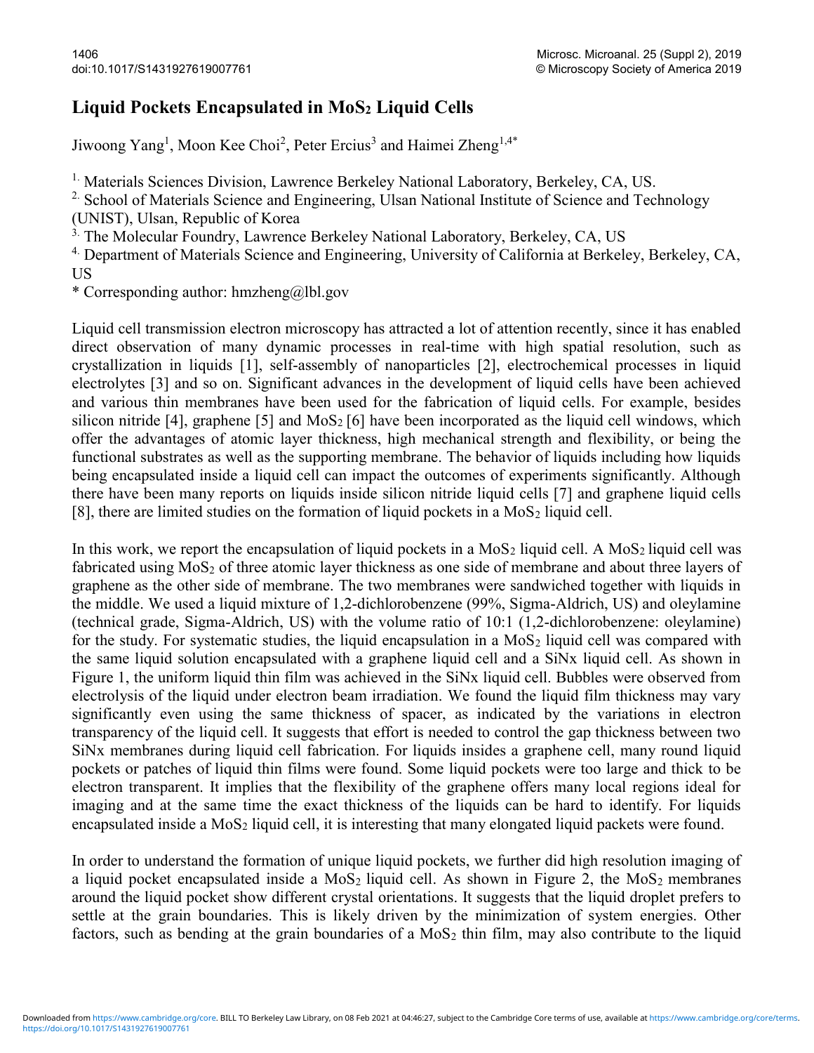# Liquid Pockets Encapsulated in $MoS_2$ Liquid Cells

Jiwoong Yang[1], Moon Kee Choi[2], Peter Ercius[3] and Haimei Zheng[1,4*]

[1.] Materials Sciences Division, Lawrence Berkeley National Laboratory, Berkeley, CA, US.

[2.] School of Materials Science and Engineering, Ulsan National Institute of Science and Technology (UNIST), Ulsan, Republic of Korea

[3.] The Molecular Foundry, Lawrence Berkeley National Laboratory, Berkeley, CA, US

[4.] Department of Materials Science and Engineering, University of California at Berkeley, Berkeley, CA, US

* Corresponding author: hmzheng@lbl.gov

Liquid cell transmission electron microscopy has attracted a lot of attention recently, since it has enabled direct observation of many dynamic processes in real-time with high spatial resolution, such as crystallization in liquids [1], self-assembly of nanoparticles [2], electrochemical processes in liquid electrolytes [3] and so on. Significant advances in the development of liquid cells have been achieved and various thin membranes have been used for the fabrication of liquid cells. For example, besides silicon nitride [4], graphene [5] and $MoS_2$ [6] have been incorporated as the liquid cell windows, which offer the advantages of atomic layer thickness, high mechanical strength and flexibility, or being the functional substrates as well as the supporting membrane. The behavior of liquids including how liquids being encapsulated inside a liquid cell can impact the outcomes of experiments significantly. Although there have been many reports on liquids inside silicon nitride liquid cells [7] and graphene liquid cells [8], there are limited studies on the formation of liquid pockets in a $MoS_2$ liquid cell.

In this work, we report the encapsulation of liquid pockets in a $MoS_2$ liquid cell. A $MoS_2$ liquid cell was fabricated using $MoS_2$ of three atomic layer thickness as one side of membrane and about three layers of graphene as the other side of membrane. The two membranes were sandwiched together with liquids in the middle. We used a liquid mixture of 1,2-dichlorobenzene (99%, Sigma-Aldrich, US) and oleylamine (technical grade, Sigma-Aldrich, US) with the volume ratio of 10:1 (1,2-dichlorobenzene: oleylamine) for the study. For systematic studies, the liquid encapsulation in a $MoS_2$ liquid cell was compared with the same liquid solution encapsulated with a graphene liquid cell and a SiNx liquid cell. As shown in Figure 1, the uniform liquid thin film was achieved in the SiNx liquid cell. Bubbles were observed from electrolysis of the liquid under electron beam irradiation. We found the liquid film thickness may vary significantly even using the same thickness of spacer, as indicated by the variations in electron transparency of the liquid cell. It suggests that effort is needed to control the gap thickness between two SiNx membranes during liquid cell fabrication. For liquids insides a graphene cell, many round liquid pockets or patches of liquid thin films were found. Some liquid pockets were too large and thick to be electron transparent. It implies that the flexibility of the graphene offers many local regions ideal for imaging and at the same time the exact thickness of the liquids can be hard to identify. For liquids encapsulated inside a $MoS_2$ liquid cell, it is interesting that many elongated liquid packets were found.

In order to understand the formation of unique liquid pockets, we further did high resolution imaging of a liquid pocket encapsulated inside a $MoS_2$ liquid cell. As shown in Figure 2, the $MoS_2$ membranes around the liquid pocket show different crystal orientations. It suggests that the liquid droplet prefers to settle at the grain boundaries. This is likely driven by the minimization of system energies. Other factors, such as bending at the grain boundaries of a $MoS_2$ thin film, may also contribute to the liquid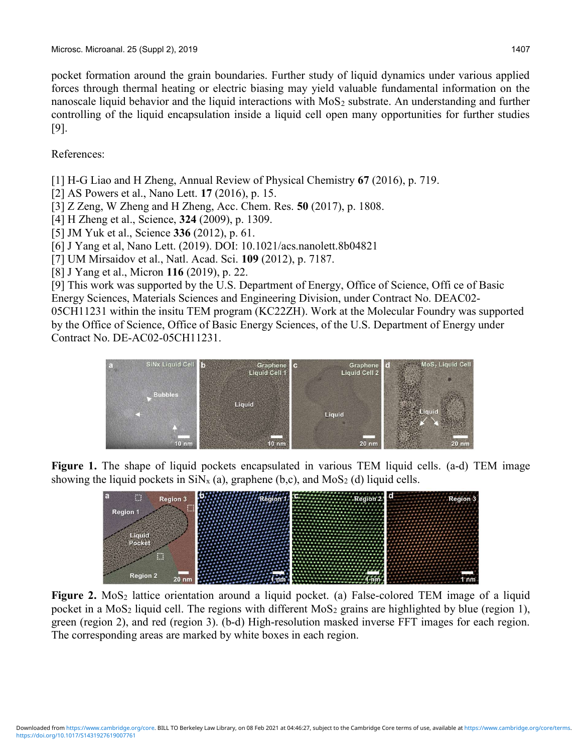pocket formation around the grain boundaries. Further study of liquid dynamics under various applied forces through thermal heating or electric biasing may yield valuable fundamental information on the nanoscale liquid behavior and the liquid interactions with $MoS_2$ substrate. An understanding and further controlling of the liquid encapsulation inside a liquid cell open many opportunities for further studies [9].

References:

[1] H-G Liao and H Zheng, Annual Review of Physical Chemistry **67** (2016), p. 719.
[2] AS Powers et al., Nano Lett. **17** (2016), p. 15.
[3] Z Zeng, W Zheng and H Zheng, Acc. Chem. Res. **50** (2017), p. 1808.
[4] H Zheng et al., Science, **324** (2009), p. 1309.
[5] JM Yuk et al., Science **336** (2012), p. 61.
[6] J Yang et al, Nano Lett. (2019). DOI: 10.1021/acs.nanolett.8b04821
[7] UM Mirsaidov et al., Natl. Acad. Sci. **109** (2012), p. 7187.
[8] J Yang et al., Micron **116** (2019), p. 22.
[9] This work was supported by the U.S. Department of Energy, Office of Science, Offi ce of Basic Energy Sciences, Materials Sciences and Engineering Division, under Contract No. DEAC02-05CH11231 within the insitu TEM program (KC22ZH). Work at the Molecular Foundry was supported by the Office of Science, Office of Basic Energy Sciences, of the U.S. Department of Energy under Contract No. DE-AC02-05CH11231.

a SiNx Liquid Cell
Bubbles
10 nm
b Graphene Liquid Cell 1
Liquid
10 nm
c Graphene Liquid Cell 2
Liquid
20 nm
d MoS2 Liquid Cell
Liquid
20 nm

**Figure 1.** The shape of liquid pockets encapsulated in various TEM liquid cells. (a-d) TEM image showing the liquid pockets in $SiN_x$ (a), graphene (b,c), and $MoS_2$ (d) liquid cells.

a
Region 1
Region 3
Liquid Pocket
Region 2
20 nm
b Region 1
1 nm
c Region 2
1 nm
d Region 3
1 nm

**Figure 2.** $MoS_2$ lattice orientation around a liquid pocket. (a) False-colored TEM image of a liquid pocket in a $MoS_2$ liquid cell. The regions with different $MoS_2$ grains are highlighted by blue (region 1), green (region 2), and red (region 3). (b-d) High-resolution masked inverse FFT images for each region. The corresponding areas are marked by white boxes in each region.